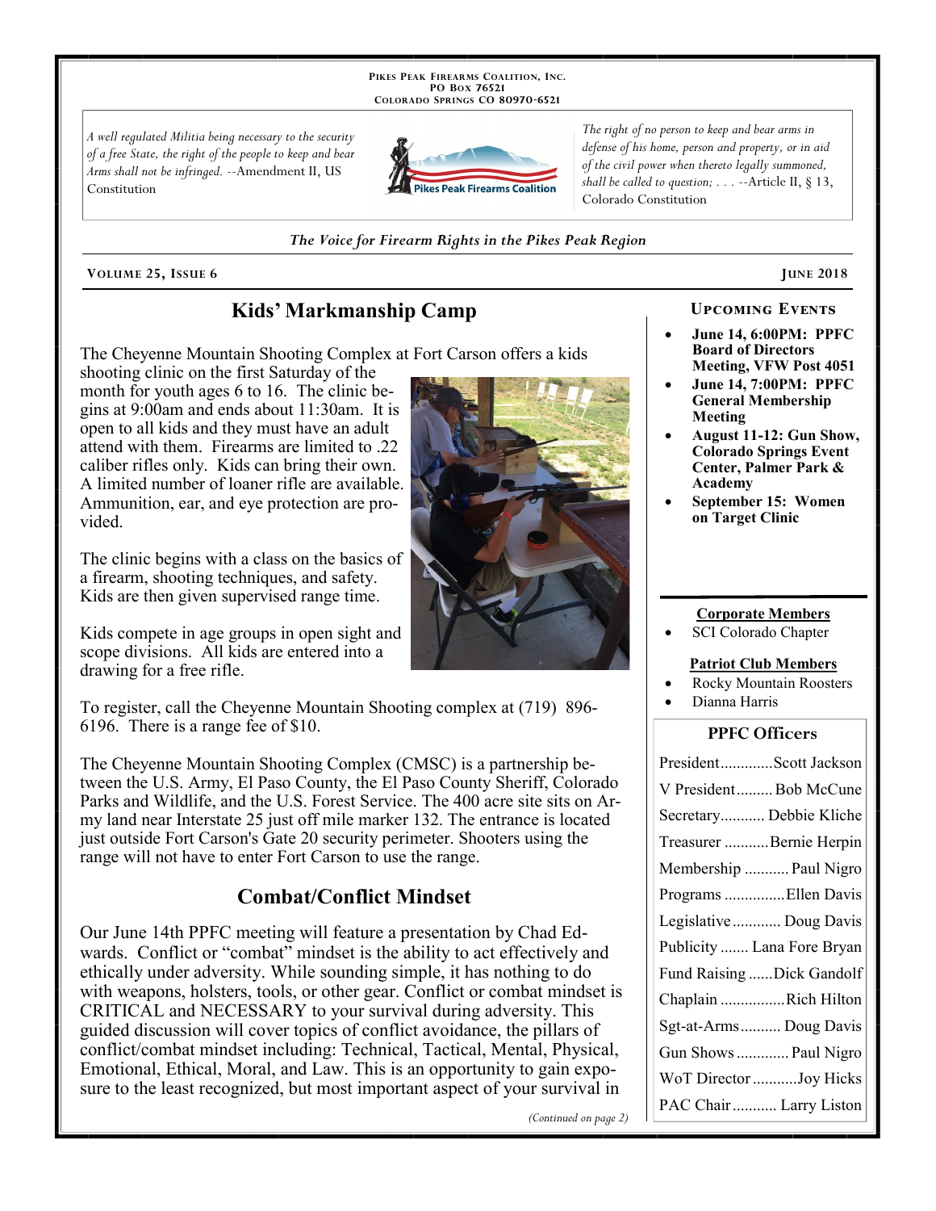PIKES PEAK FIREARMS COALITION, INC.
PO BOX 76521
COLORADO SPRINGS CO 80970-6521

*A well regulated Militia being necessary to the security of a free State, the right of the people to keep and bear Arms shall not be infringed.* --Amendment II, US Constitution

*The right of no person to keep and bear arms in defense of his home, person and property, or in aid of the civil power when thereto legally summoned, shall be called to question; . . .* --Article II, § 13, Colorado Constitution

*The Voice for Firearm Rights in the Pikes Peak Region*

**VOLUME 25, ISSUE 6** — **JUNE 2018**

## Kids' Markmanship Camp

The Cheyenne Mountain Shooting Complex at Fort Carson offers a kids shooting clinic on the first Saturday of the month for youth ages 6 to 16. The clinic begins at 9:00am and ends about 11:30am. It is open to all kids and they must have an adult attend with them. Firearms are limited to .22 caliber rifles only. Kids can bring their own. A limited number of loaner rifle are available. Ammunition, ear, and eye protection are provided.

The clinic begins with a class on the basics of a firearm, shooting techniques, and safety. Kids are then given supervised range time.

Kids compete in age groups in open sight and scope divisions. All kids are entered into a drawing for a free rifle.

To register, call the Cheyenne Mountain Shooting complex at (719) 896-6196. There is a range fee of $10.

The Cheyenne Mountain Shooting Complex (CMSC) is a partnership between the U.S. Army, El Paso County, the El Paso County Sheriff, Colorado Parks and Wildlife, and the U.S. Forest Service. The 400 acre site sits on Army land near Interstate 25 just off mile marker 132. The entrance is located just outside Fort Carson's Gate 20 security perimeter. Shooters using the range will not have to enter Fort Carson to use the range.

## Combat/Conflict Mindset

Our June 14th PPFC meeting will feature a presentation by Chad Edwards. Conflict or "combat" mindset is the ability to act effectively and ethically under adversity. While sounding simple, it has nothing to do with weapons, holsters, tools, or other gear. Conflict or combat mindset is CRITICAL and NECESSARY to your survival during adversity. This guided discussion will cover topics of conflict avoidance, the pillars of conflict/combat mindset including: Technical, Tactical, Mental, Physical, Emotional, Ethical, Moral, and Law. This is an opportunity to gain exposure to the least recognized, but most important aspect of your survival in

*(Continued on page 2)*

### UPCOMING EVENTS

- **June 14, 6:00PM: PPFC Board of Directors Meeting, VFW Post 4051**
- **June 14, 7:00PM: PPFC General Membership Meeting**
- **August 11-12: Gun Show, Colorado Springs Event Center, Palmer Park & Academy**
- **September 15: Women on Target Clinic**

**Corporate Members**

- SCI Colorado Chapter

**Patriot Club Members**

- Rocky Mountain Roosters
- Dianna Harris

### PPFC Officers

| Position | Name |
|---|---|
| President | Scott Jackson |
| V President | Bob McCune |
| Secretary | Debbie Kliche |
| Treasurer | Bernie Herpin |
| Membership | Paul Nigro |
| Programs | Ellen Davis |
| Legislative | Doug Davis |
| Publicity | Lana Fore Bryan |
| Fund Raising | Dick Gandolf |
| Chaplain | Rich Hilton |
| Sgt-at-Arms | Doug Davis |
| Gun Shows | Paul Nigro |
| WoT Director | Joy Hicks |
| PAC Chair | Larry Liston |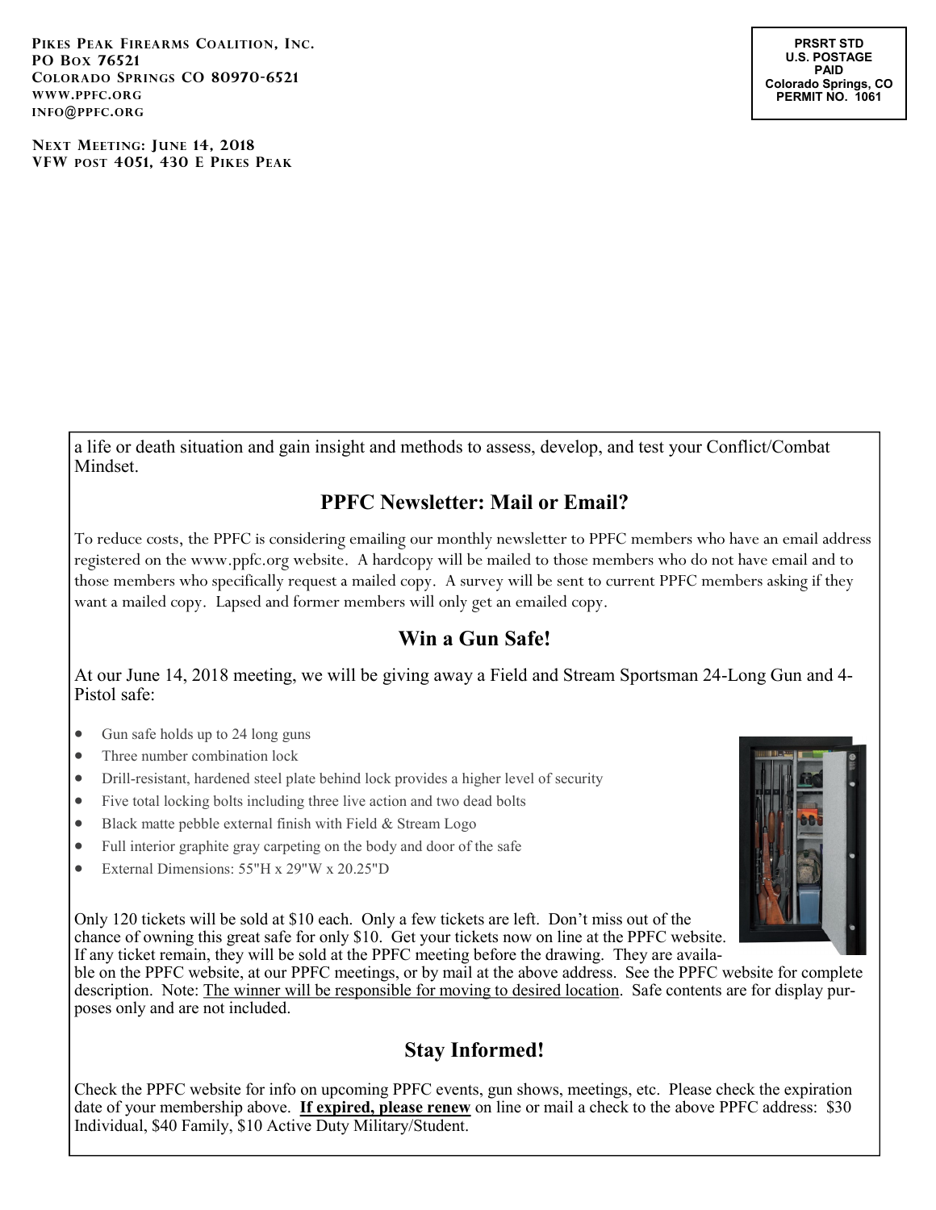**Pikes Peak Firearms Coalition, Inc.**
**PO Box 76521**
**Colorado Springs CO 80970-6521**
**www.ppfc.org**
**info@ppfc.org**

**Next Meeting: June 14, 2018**
**VFW post 4051, 430 E Pikes Peak**

**PRSRT STD**
**U.S. POSTAGE**
**PAID**
**Colorado Springs, CO**
**PERMIT NO. 1061**

a life or death situation and gain insight and methods to assess, develop, and test your Conflict/Combat Mindset.

## PPFC Newsletter: Mail or Email?

To reduce costs, the PPFC is considering emailing our monthly newsletter to PPFC members who have an email address registered on the www.ppfc.org website. A hardcopy will be mailed to those members who do not have email and to those members who specifically request a mailed copy. A survey will be sent to current PPFC members asking if they want a mailed copy. Lapsed and former members will only get an emailed copy.

## Win a Gun Safe!

At our June 14, 2018 meeting, we will be giving away a Field and Stream Sportsman 24-Long Gun and 4-Pistol safe:

- Gun safe holds up to 24 long guns
- Three number combination lock
- Drill-resistant, hardened steel plate behind lock provides a higher level of security
- Five total locking bolts including three live action and two dead bolts
- Black matte pebble external finish with Field & Stream Logo
- Full interior graphite gray carpeting on the body and door of the safe
- External Dimensions: 55"H x 29"W x 20.25"D

Only 120 tickets will be sold at $10 each. Only a few tickets are left. Don't miss out of the chance of owning this great safe for only $10. Get your tickets now on line at the PPFC website. If any ticket remain, they will be sold at the PPFC meeting before the drawing. They are available on the PPFC website, at our PPFC meetings, or by mail at the above address. See the PPFC website for complete description. Note: The winner will be responsible for moving to desired location. Safe contents are for display purposes only and are not included.

## Stay Informed!

Check the PPFC website for info on upcoming PPFC events, gun shows, meetings, etc. Please check the expiration date of your membership above. **If expired, please renew** on line or mail a check to the above PPFC address: $30 Individual, $40 Family, $10 Active Duty Military/Student.